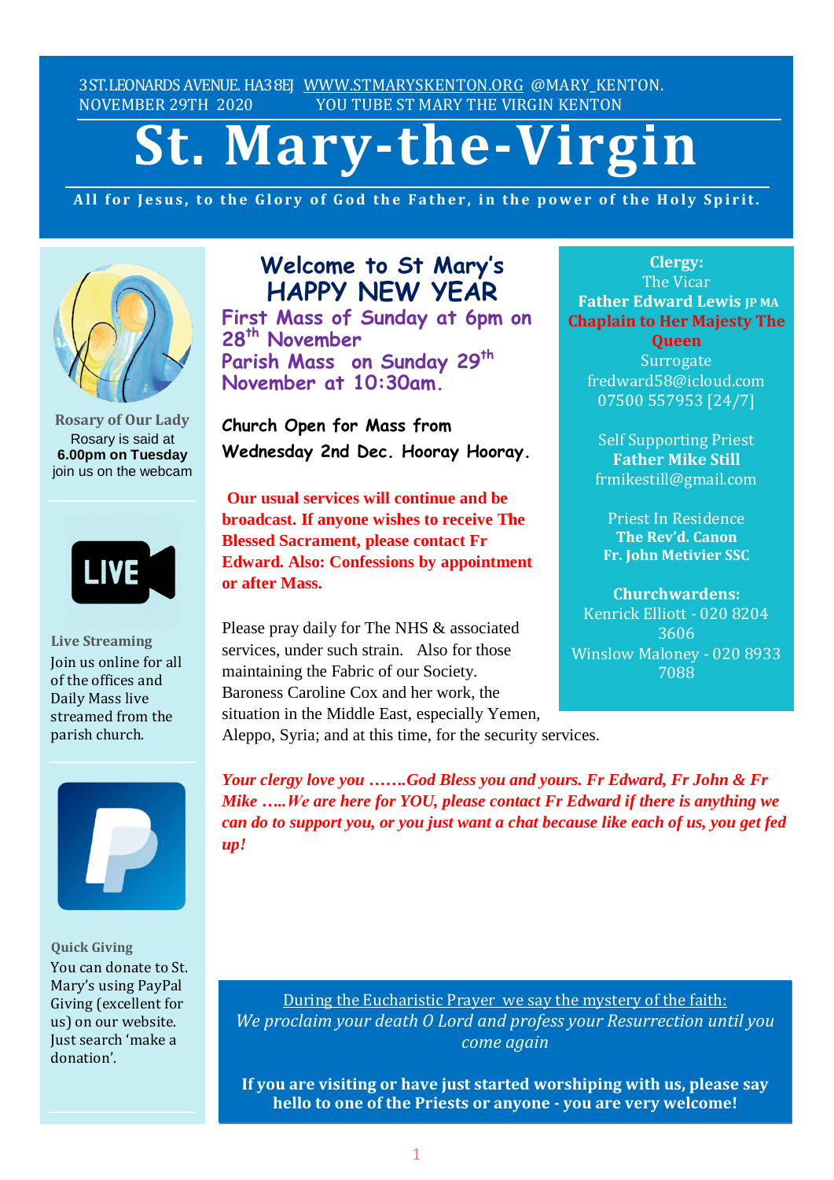3 ST.LEONARDS AVENUE. HA3 8EJ WWW.STMARYSKENTON.ORG @MARY_KENTON.
NOVEMBER 29TH 2020 YOU TUBE ST MARY THE VIRGIN KENTON

# St. Mary-the-Virgin

**All for Jesus, to the Glory of God the Father, in the power of the Holy Spirit.**

## Welcome to St Mary's
## HAPPY NEW YEAR

**First Mass of Sunday at 6pm on 28th November**
**Parish Mass on Sunday 29th November at 10:30am.**

**Church Open for Mass from Wednesday 2nd Dec. Hooray Hooray.**

**Our usual services will continue and be broadcast. If anyone wishes to receive The Blessed Sacrament, please contact Fr Edward. Also: Confessions by appointment or after Mass.**

Please pray daily for The NHS & associated services, under such strain. Also for those maintaining the Fabric of our Society. Baroness Caroline Cox and her work, the situation in the Middle East, especially Yemen, Aleppo, Syria; and at this time, for the security services.

***Your clergy love you …….God Bless you and yours. Fr Edward, Fr John & Fr Mike …..We are here for YOU, please contact Fr Edward if there is anything we can do to support you, or you just want a chat because like each of us, you get fed up!***

**Clergy:**
The Vicar
**Father Edward Lewis JP MA**
**Chaplain to Her Majesty The Queen**
Surrogate
fredward58@icloud.com
07500 557953 [24/7]

Self Supporting Priest
**Father Mike Still**
frmikestill@gmail.com

Priest In Residence
**The Rev'd. Canon Fr. John Metivier SSC**

**Churchwardens:**
Kenrick Elliott - 020 8204 3606
Winslow Maloney - 020 8933 7088

**Rosary of Our Lady**
Rosary is said at **6.00pm on Tuesday** join us on the webcam

**Live Streaming**
Join us online for all of the offices and Daily Mass live streamed from the parish church.

**Quick Giving**
You can donate to St. Mary's using PayPal Giving (excellent for us) on our website. Just search 'make a donation'.

During the Eucharistic Prayer we say the mystery of the faith:
*We proclaim your death O Lord and profess your Resurrection until you come again*

**If you are visiting or have just started worshiping with us, please say hello to one of the Priests or anyone - you are very welcome!**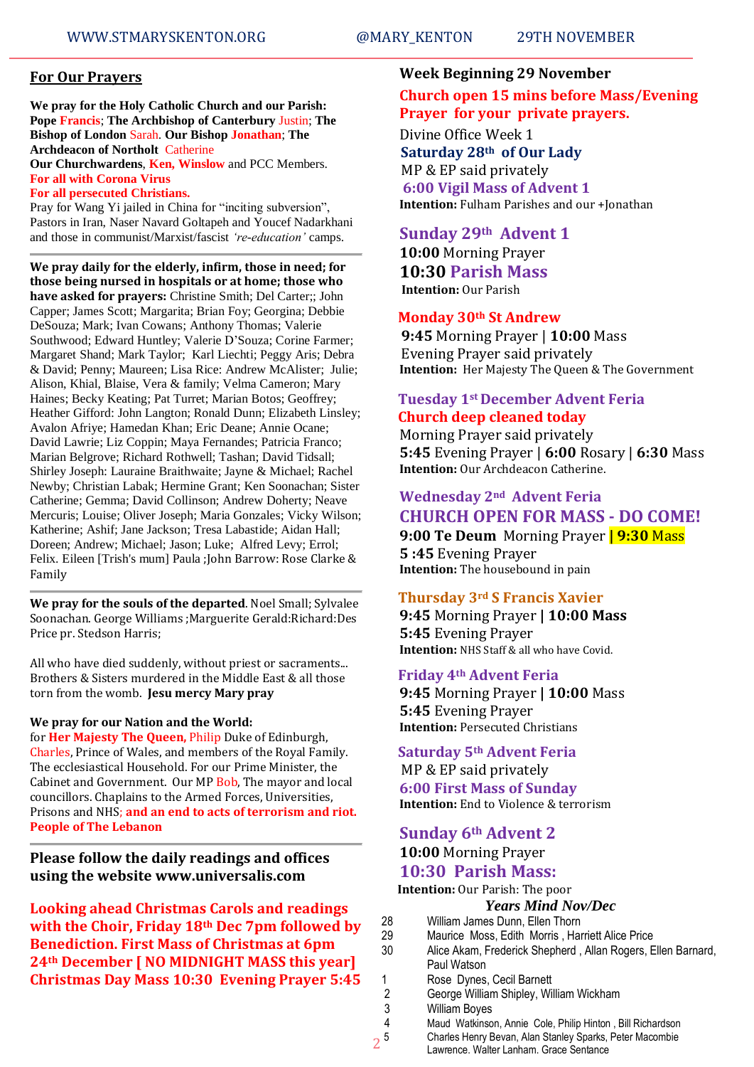## For Our Prayers

**We pray for the Holy Catholic Church and our Parish:** **Pope Francis**; **The Archbishop of Canterbury** Justin; **The Bishop of London** Sarah. **Our Bishop Jonathan**; **The Archdeacon of Northolt** Catherine
**Our Churchwardens**, **Ken, Winslow** and PCC Members.
**For all with Corona Virus**
**For all persecuted Christians.**
Pray for Wang Yi jailed in China for "inciting subversion", Pastors in Iran, Naser Navard Goltapeh and Youcef Nadarkhani and those in communist/Marxist/fascist *'re-education'* camps.

---

**We pray daily for the elderly, infirm, those in need; for those being nursed in hospitals or at home; those who have asked for prayers:** Christine Smith; Del Carter;; John Capper; James Scott; Margarita; Brian Foy; Georgina; Debbie DeSouza; Mark; Ivan Cowans; Anthony Thomas; Valerie Southwood; Edward Huntley; Valerie D'Souza; Corine Farmer; Margaret Shand; Mark Taylor; Karl Liechti; Peggy Aris; Debra & David; Penny; Maureen; Lisa Rice: Andrew McAlister; Julie; Alison, Khial, Blaise, Vera & family; Velma Cameron; Mary Haines; Becky Keating; Pat Turret; Marian Botos; Geoffrey; Heather Gifford: John Langton; Ronald Dunn; Elizabeth Linsley; Avalon Afriye; Hamedan Khan; Eric Deane; Annie Ocane; David Lawrie; Liz Coppin; Maya Fernandes; Patricia Franco; Marian Belgrove; Richard Rothwell; Tashan; David Tidsall; Shirley Joseph: Lauraine Braithwaite; Jayne & Michael; Rachel Newby; Christian Labak; Hermine Grant; Ken Soonachan; Sister Catherine; Gemma; David Collinson; Andrew Doherty; Neave Mercuris; Louise; Oliver Joseph; Maria Gonzales; Vicky Wilson; Katherine; Ashif; Jane Jackson; Tresa Labastide; Aidan Hall; Doreen; Andrew; Michael; Jason; Luke; Alfred Levy; Errol; Felix. Eileen [Trish's mum] Paula ;John Barrow: Rose Clarke & Family

---

**We pray for the souls of the departed**. Noel Small; Sylvalee Soonachan. George Williams ;Marguerite Gerald:Richard:Des Price pr. Stedson Harris;

All who have died suddenly, without priest or sacraments... Brothers & Sisters murdered in the Middle East & all those torn from the womb. **Jesu mercy Mary pray**

**We pray for our Nation and the World:**
for **Her Majesty The Queen,** Philip Duke of Edinburgh, Charles, Prince of Wales, and members of the Royal Family. The ecclesiastical Household. For our Prime Minister, the Cabinet and Government. Our MP Bob, The mayor and local councillors. Chaplains to the Armed Forces, Universities, Prisons and NHS; **and an end to acts of terrorism and riot. People of The Lebanon**

---

**Please follow the daily readings and offices using the website www.universalis.com**

**Looking ahead Christmas Carols and readings with the Choir, Friday 18th Dec 7pm followed by Benediction. First Mass of Christmas at 6pm 24th December [ NO MIDNIGHT MASS this year] Christmas Day Mass 10:30 Evening Prayer 5:45**

## Week Beginning 29 November

**Church open 15 mins before Mass/Evening Prayer for your private prayers.**

Divine Office Week 1

**Saturday 28th of Our Lady**
MP & EP said privately
**6:00 Vigil Mass of Advent 1**
**Intention:** Fulham Parishes and our +Jonathan

**Sunday 29th Advent 1**
**10:00** Morning Prayer
**10:30 Parish Mass**
**Intention:** Our Parish

**Monday 30th St Andrew**
**9:45** Morning Prayer | **10:00** Mass
Evening Prayer said privately
**Intention:** Her Majesty The Queen & The Government

**Tuesday 1st December Advent Feria**
**Church deep cleaned today**
Morning Prayer said privately
**5:45** Evening Prayer | **6:00** Rosary | **6:30** Mass
**Intention:** Our Archdeacon Catherine.

**Wednesday 2nd Advent Feria**
**CHURCH OPEN FOR MASS - DO COME!**
**9:00 Te Deum** Morning Prayer **| 9:30** Mass
**5 :45** Evening Prayer
**Intention:** The housebound in pain

**Thursday 3rd S Francis Xavier**
**9:45** Morning Prayer **| 10:00 Mass**
**5:45** Evening Prayer
**Intention:** NHS Staff & all who have Covid.

**Friday 4th Advent Feria**
**9:45** Morning Prayer **|** **10:00** Mass
**5:45** Evening Prayer
**Intention:** Persecuted Christians

**Saturday 5th Advent Feria**
MP & EP said privately
**6:00 First Mass of Sunday**
**Intention:** End to Violence & terrorism

**Sunday 6th Advent 2**
**10:00** Morning Prayer
**10:30 Parish Mass:**
**Intention:** Our Parish: The poor

***Years Mind Nov/Dec***

| | |
|---|---|
| 28 | William James Dunn, Ellen Thorn |
| 29 | Maurice Moss, Edith Morris , Harriett Alice Price |
| 30 | Alice Akam, Frederick Shepherd , Allan Rogers, Ellen Barnard, Paul Watson |
| 1 | Rose Dynes, Cecil Barnett |
| 2 | George William Shipley, William Wickham |
| 3 | William Boyes |
| 4 | Maud Watkinson, Annie Cole, Philip Hinton , Bill Richardson |
| 5 | Charles Henry Bevan, Alan Stanley Sparks, Peter Macombie Lawrence. Walter Lanham. Grace Sentance |